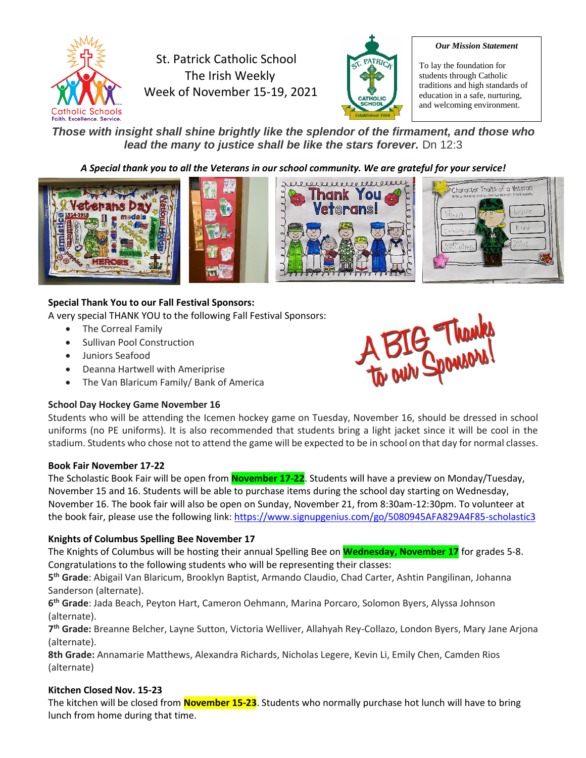# St. Patrick Catholic School
## The Irish Weekly
### Week of November 15-19, 2021

***Our Mission Statement***

To lay the foundation for students through Catholic traditions and high standards of education in a safe, nurturing, and welcoming environment.

***Those with insight shall shine brightly like the splendor of the firmament, and those who lead the many to justice shall be like the stars forever.*** Dn 12:3

***A Special thank you to all the Veterans in our school community. We are grateful for your service!***

**Special Thank You to our Fall Festival Sponsors:**

A very special THANK YOU to the following Fall Festival Sponsors:

- The Correal Family
- Sullivan Pool Construction
- Juniors Seafood
- Deanna Hartwell with Ameriprise
- The Van Blaricum Family/ Bank of America

A BIG Thanks to our Sponsors!

**School Day Hockey Game November 16**

Students who will be attending the Icemen hockey game on Tuesday, November 16, should be dressed in school uniforms (no PE uniforms). It is also recommended that students bring a light jacket since it will be cool in the stadium. Students who chose not to attend the game will be expected to be in school on that day for normal classes.

**Book Fair November 17-22**

The Scholastic Book Fair will be open from **November 17-22**. Students will have a preview on Monday/Tuesday, November 15 and 16. Students will be able to purchase items during the school day starting on Wednesday, November 16. The book fair will also be open on Sunday, November 21, from 8:30am-12:30pm. To volunteer at the book fair, please use the following link: https://www.signupgenius.com/go/5080945AFA829A4F85-scholastic3

**Knights of Columbus Spelling Bee November 17**

The Knights of Columbus will be hosting their annual Spelling Bee on **Wednesday, November 17** for grades 5-8. Congratulations to the following students who will be representing their classes:

**5th Grade**: Abigail Van Blaricum, Brooklyn Baptist, Armando Claudio, Chad Carter, Ashtin Pangilinan, Johanna Sanderson (alternate).

**6th Grade**: Jada Beach, Peyton Hart, Cameron Oehmann, Marina Porcaro, Solomon Byers, Alyssa Johnson (alternate).

**7th Grade:** Breanne Belcher, Layne Sutton, Victoria Welliver, Allahyah Rey-Collazo, London Byers, Mary Jane Arjona (alternate).

**8th Grade:** Annamarie Matthews, Alexandra Richards, Nicholas Legere, Kevin Li, Emily Chen, Camden Rios (alternate)

**Kitchen Closed Nov. 15-23**

The kitchen will be closed from **November 15-23**. Students who normally purchase hot lunch will have to bring lunch from home during that time.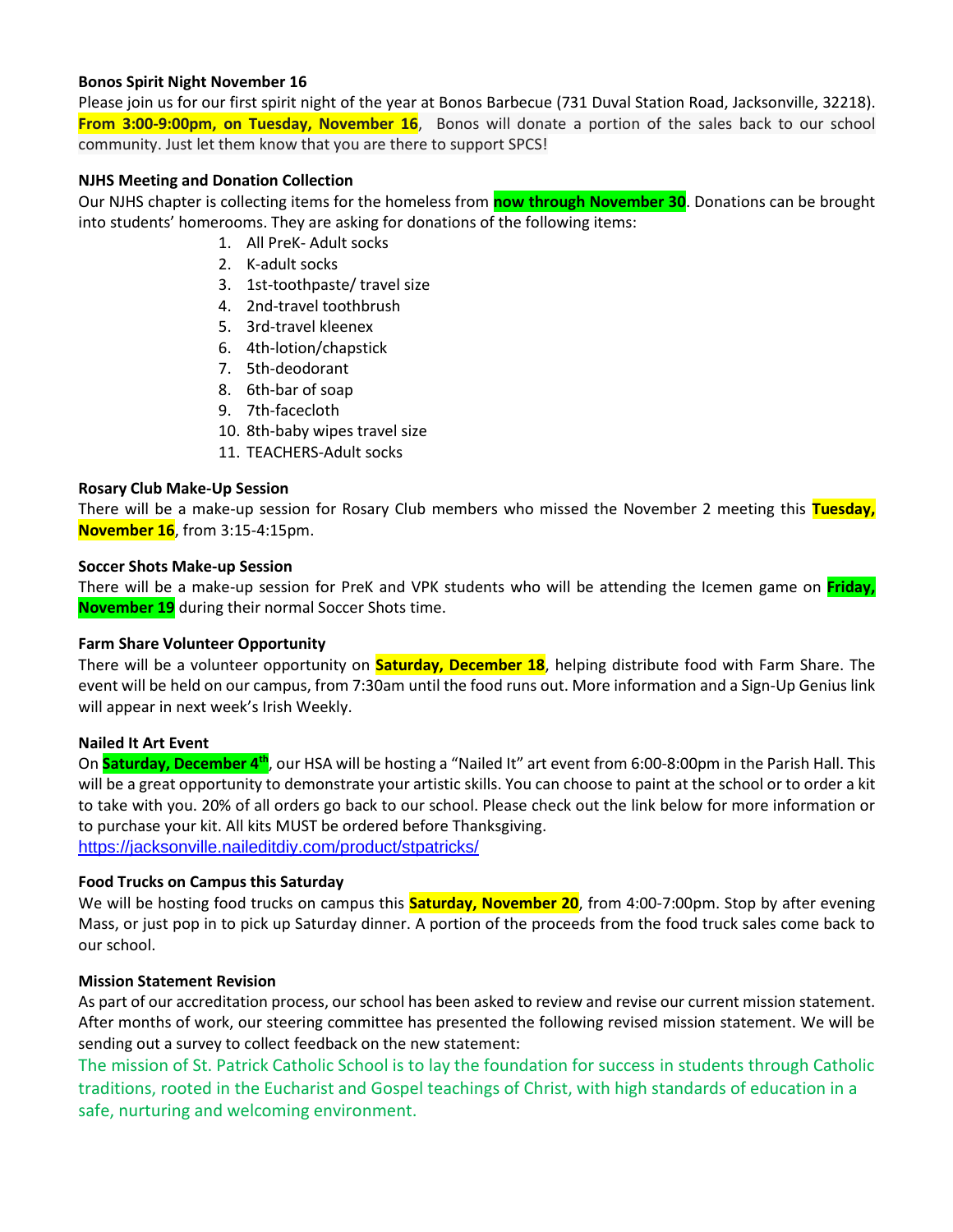**Bonos Spirit Night November 16**

Please join us for our first spirit night of the year at Bonos Barbecue (731 Duval Station Road, Jacksonville, 32218). **From 3:00-9:00pm, on Tuesday, November 16**, Bonos will donate a portion of the sales back to our school community. Just let them know that you are there to support SPCS!

**NJHS Meeting and Donation Collection**

Our NJHS chapter is collecting items for the homeless from **now through November 30**. Donations can be brought into students' homerooms. They are asking for donations of the following items:

1. All PreK- Adult socks
2. K-adult socks
3. 1st-toothpaste/ travel size
4. 2nd-travel toothbrush
5. 3rd-travel kleenex
6. 4th-lotion/chapstick
7. 5th-deodorant
8. 6th-bar of soap
9. 7th-facecloth
10. 8th-baby wipes travel size
11. TEACHERS-Adult socks

**Rosary Club Make-Up Session**

There will be a make-up session for Rosary Club members who missed the November 2 meeting this **Tuesday, November 16**, from 3:15-4:15pm.

**Soccer Shots Make-up Session**

There will be a make-up session for PreK and VPK students who will be attending the Icemen game on **Friday, November 19** during their normal Soccer Shots time.

**Farm Share Volunteer Opportunity**

There will be a volunteer opportunity on **Saturday, December 18**, helping distribute food with Farm Share. The event will be held on our campus, from 7:30am until the food runs out. More information and a Sign-Up Genius link will appear in next week's Irish Weekly.

**Nailed It Art Event**

On **Saturday, December 4th**, our HSA will be hosting a "Nailed It" art event from 6:00-8:00pm in the Parish Hall. This will be a great opportunity to demonstrate your artistic skills. You can choose to paint at the school or to order a kit to take with you. 20% of all orders go back to our school. Please check out the link below for more information or to purchase your kit. All kits MUST be ordered before Thanksgiving.

https://jacksonville.naileditdiy.com/product/stpatricks/

**Food Trucks on Campus this Saturday**

We will be hosting food trucks on campus this **Saturday, November 20**, from 4:00-7:00pm. Stop by after evening Mass, or just pop in to pick up Saturday dinner. A portion of the proceeds from the food truck sales come back to our school.

**Mission Statement Revision**

As part of our accreditation process, our school has been asked to review and revise our current mission statement. After months of work, our steering committee has presented the following revised mission statement. We will be sending out a survey to collect feedback on the new statement:

The mission of St. Patrick Catholic School is to lay the foundation for success in students through Catholic traditions, rooted in the Eucharist and Gospel teachings of Christ, with high standards of education in a safe, nurturing and welcoming environment.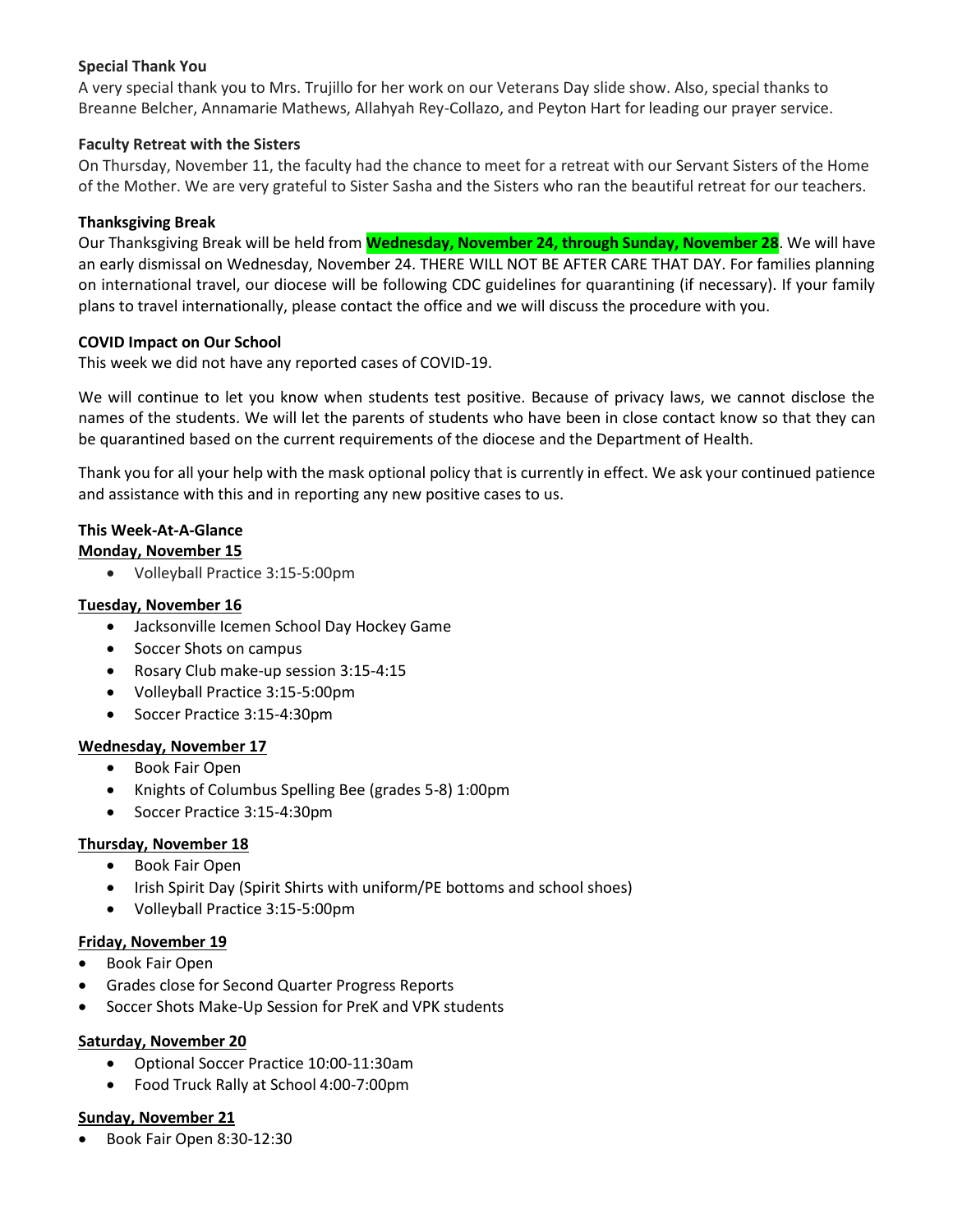**Special Thank You**

A very special thank you to Mrs. Trujillo for her work on our Veterans Day slide show. Also, special thanks to Breanne Belcher, Annamarie Mathews, Allahyah Rey-Collazo, and Peyton Hart for leading our prayer service.

**Faculty Retreat with the Sisters**

On Thursday, November 11, the faculty had the chance to meet for a retreat with our Servant Sisters of the Home of the Mother. We are very grateful to Sister Sasha and the Sisters who ran the beautiful retreat for our teachers.

**Thanksgiving Break**

Our Thanksgiving Break will be held from **Wednesday, November 24, through Sunday, November 28**. We will have an early dismissal on Wednesday, November 24. THERE WILL NOT BE AFTER CARE THAT DAY. For families planning on international travel, our diocese will be following CDC guidelines for quarantining (if necessary). If your family plans to travel internationally, please contact the office and we will discuss the procedure with you.

**COVID Impact on Our School**

This week we did not have any reported cases of COVID-19.

We will continue to let you know when students test positive. Because of privacy laws, we cannot disclose the names of the students. We will let the parents of students who have been in close contact know so that they can be quarantined based on the current requirements of the diocese and the Department of Health.

Thank you for all your help with the mask optional policy that is currently in effect. We ask your continued patience and assistance with this and in reporting any new positive cases to us.

**This Week-At-A-Glance**

**Monday, November 15**

- Volleyball Practice 3:15-5:00pm

**Tuesday, November 16**

- Jacksonville Icemen School Day Hockey Game
- Soccer Shots on campus
- Rosary Club make-up session 3:15-4:15
- Volleyball Practice 3:15-5:00pm
- Soccer Practice 3:15-4:30pm

**Wednesday, November 17**

- Book Fair Open
- Knights of Columbus Spelling Bee (grades 5-8) 1:00pm
- Soccer Practice 3:15-4:30pm

**Thursday, November 18**

- Book Fair Open
- Irish Spirit Day (Spirit Shirts with uniform/PE bottoms and school shoes)
- Volleyball Practice 3:15-5:00pm

**Friday, November 19**

- Book Fair Open
- Grades close for Second Quarter Progress Reports
- Soccer Shots Make-Up Session for PreK and VPK students

**Saturday, November 20**

- Optional Soccer Practice 10:00-11:30am
- Food Truck Rally at School 4:00-7:00pm

**Sunday, November 21**

- Book Fair Open 8:30-12:30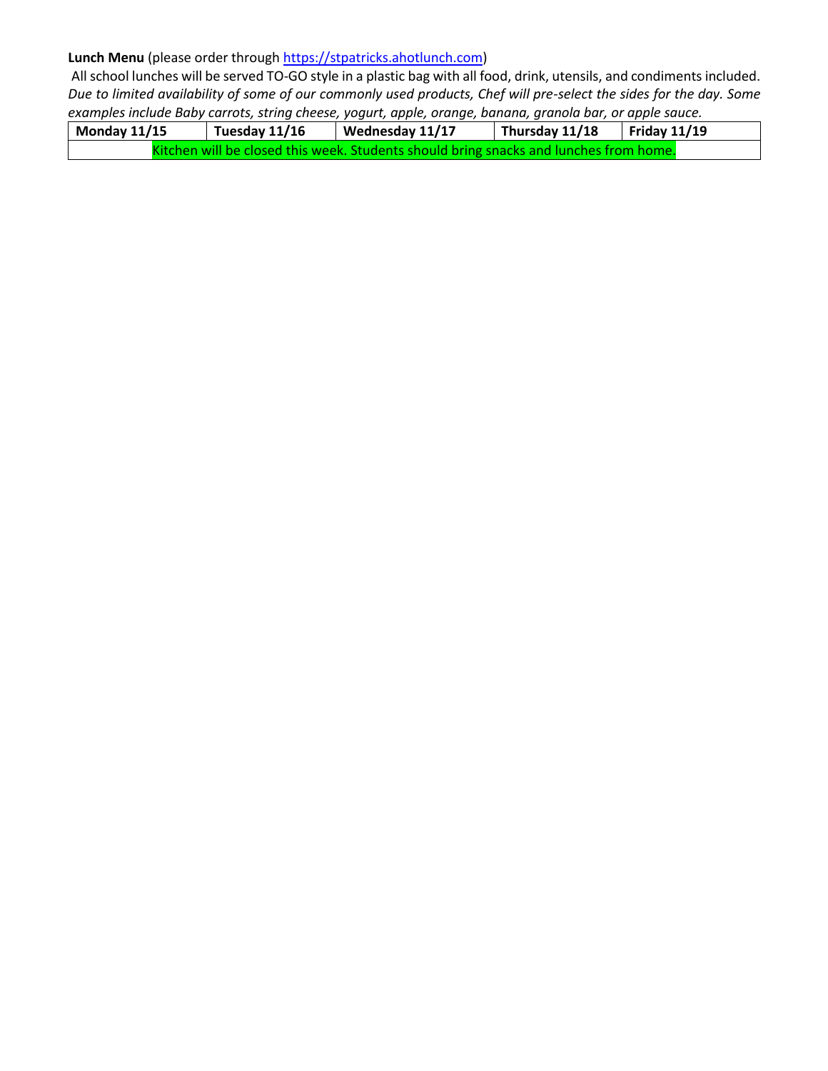**Lunch Menu** (please order through [https://stpatricks.ahotlunch.com](https://stpatricks.ahotlunch.com))

All school lunches will be served TO-GO style in a plastic bag with all food, drink, utensils, and condiments included. *Due to limited availability of some of our commonly used products, Chef will pre-select the sides for the day. Some examples include Baby carrots, string cheese, yogurt, apple, orange, banana, granola bar, or apple sauce.*

| Monday 11/15 | Tuesday 11/16 | Wednesday 11/17 | Thursday 11/18 | Friday 11/19 |
|---|---|---|---|---|
| Kitchen will be closed this week. Students should bring snacks and lunches from home. | | | | |